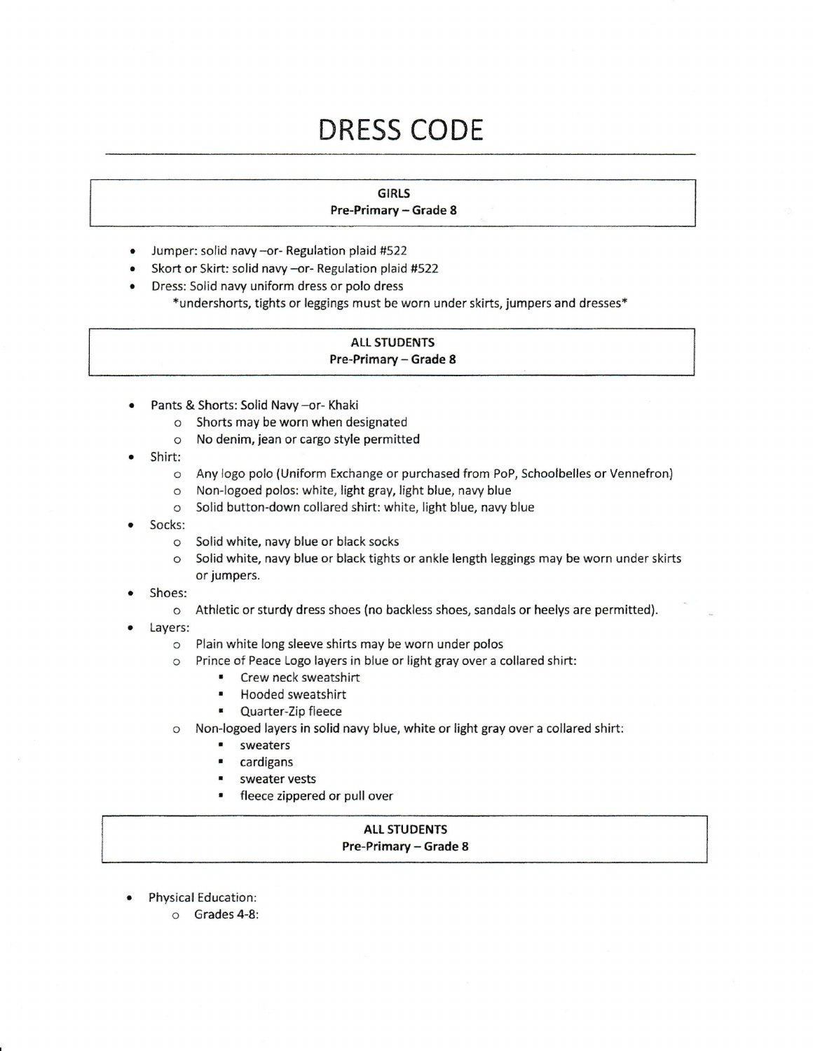# DRESS CODE

## GIRLS
**Pre-Primary – Grade 8**

- Jumper: solid navy –or- Regulation plaid #522
- Skort or Skirt: solid navy –or- Regulation plaid #522
- Dress: Solid navy uniform dress or polo dress
  *undershorts, tights or leggings must be worn under skirts, jumpers and dresses*

## ALL STUDENTS
**Pre-Primary – Grade 8**

- Pants & Shorts: Solid Navy –or- Khaki
  - Shorts may be worn when designated
  - No denim, jean or cargo style permitted
- Shirt:
  - Any logo polo (Uniform Exchange or purchased from PoP, Schoolbelles or Vennefron)
  - Non-logoed polos: white, light gray, light blue, navy blue
  - Solid button-down collared shirt: white, light blue, navy blue
- Socks:
  - Solid white, navy blue or black socks
  - Solid white, navy blue or black tights or ankle length leggings may be worn under skirts or jumpers.
- Shoes:
  - Athletic or sturdy dress shoes (no backless shoes, sandals or heelys are permitted).
- Layers:
  - Plain white long sleeve shirts may be worn under polos
  - Prince of Peace Logo layers in blue or light gray over a collared shirt:
    - Crew neck sweatshirt
    - Hooded sweatshirt
    - Quarter-Zip fleece
  - Non-logoed layers in solid navy blue, white or light gray over a collared shirt:
    - sweaters
    - cardigans
    - sweater vests
    - fleece zippered or pull over

## ALL STUDENTS
**Pre-Primary – Grade 8**

- Physical Education:
  - Grades 4-8: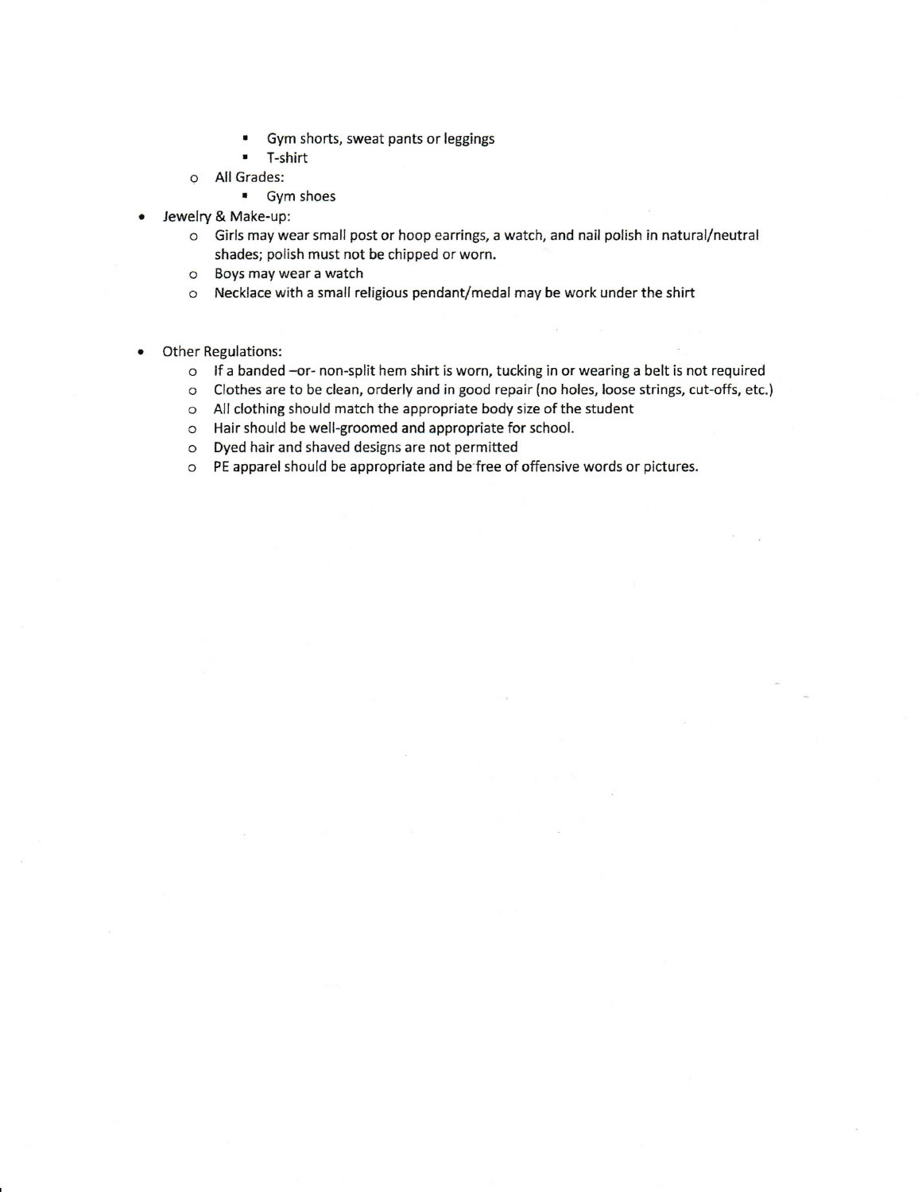- Gym shorts, sweat pants or leggings
    - T-shirt
  - All Grades:
    - Gym shoes

- Jewelry & Make-up:
  - Girls may wear small post or hoop earrings, a watch, and nail polish in natural/neutral shades; polish must not be chipped or worn.
  - Boys may wear a watch
  - Necklace with a small religious pendant/medal may be work under the shirt

- Other Regulations:
  - If a banded –or- non-split hem shirt is worn, tucking in or wearing a belt is not required
  - Clothes are to be clean, orderly and in good repair (no holes, loose strings, cut-offs, etc.)
  - All clothing should match the appropriate body size of the student
  - Hair should be well-groomed and appropriate for school.
  - Dyed hair and shaved designs are not permitted
  - PE apparel should be appropriate and be free of offensive words or pictures.